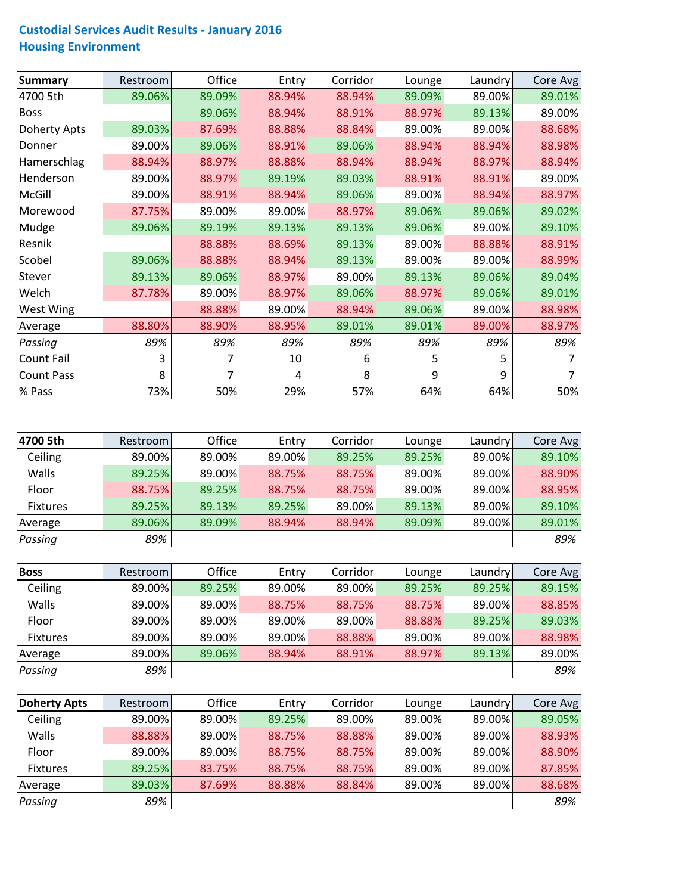# Custodial Services Audit Results - January 2016
## Housing Environment

| Summary | Restroom | Office | Entry | Corridor | Lounge | Laundry | Core Avg |
|---|---|---|---|---|---|---|---|
| 4700 5th | 89.06% | 89.09% | 88.94% | 88.94% | 89.09% | 89.00% | 89.01% |
| Boss | | 89.06% | 88.94% | 88.91% | 88.97% | 89.13% | 89.00% |
| Doherty Apts | 89.03% | 87.69% | 88.88% | 88.84% | 89.00% | 89.00% | 88.68% |
| Donner | 89.00% | 89.06% | 88.91% | 89.06% | 88.94% | 88.94% | 88.98% |
| Hamerschlag | 88.94% | 88.97% | 88.88% | 88.94% | 88.94% | 88.97% | 88.94% |
| Henderson | 89.00% | 88.97% | 89.19% | 89.03% | 88.91% | 88.91% | 89.00% |
| McGill | 89.00% | 88.91% | 88.94% | 89.06% | 89.00% | 88.94% | 88.97% |
| Morewood | 87.75% | 89.00% | 89.00% | 88.97% | 89.06% | 89.06% | 89.02% |
| Mudge | 89.06% | 89.19% | 89.13% | 89.13% | 89.06% | 89.00% | 89.10% |
| Resnik | | 88.88% | 88.69% | 89.13% | 89.00% | 88.88% | 88.91% |
| Scobel | 89.06% | 88.88% | 88.94% | 89.13% | 89.00% | 89.00% | 88.99% |
| Stever | 89.13% | 89.06% | 88.97% | 89.00% | 89.13% | 89.06% | 89.04% |
| Welch | 87.78% | 89.00% | 88.97% | 89.06% | 88.97% | 89.06% | 89.01% |
| West Wing | | 88.88% | 89.00% | 88.94% | 89.06% | 89.00% | 88.98% |
| Average | 88.80% | 88.90% | 88.95% | 89.01% | 89.01% | 89.00% | 88.97% |
| *Passing* | *89%* | *89%* | *89%* | *89%* | *89%* | *89%* | *89%* |
| Count Fail | 3 | 7 | 10 | 6 | 5 | 5 | 7 |
| Count Pass | 8 | 7 | 4 | 8 | 9 | 9 | 7 |
| % Pass | 73% | 50% | 29% | 57% | 64% | 64% | 50% |

| 4700 5th | Restroom | Office | Entry | Corridor | Lounge | Laundry | Core Avg |
|---|---|---|---|---|---|---|---|
| Ceiling | 89.00% | 89.00% | 89.00% | 89.25% | 89.25% | 89.00% | 89.10% |
| Walls | 89.25% | 89.00% | 88.75% | 88.75% | 89.00% | 89.00% | 88.90% |
| Floor | 88.75% | 89.25% | 88.75% | 88.75% | 89.00% | 89.00% | 88.95% |
| Fixtures | 89.25% | 89.13% | 89.25% | 89.00% | 89.13% | 89.00% | 89.10% |
| Average | 89.06% | 89.09% | 88.94% | 88.94% | 89.09% | 89.00% | 89.01% |
| *Passing* | *89%* | | | | | | *89%* |

| Boss | Restroom | Office | Entry | Corridor | Lounge | Laundry | Core Avg |
|---|---|---|---|---|---|---|---|
| Ceiling | 89.00% | 89.25% | 89.00% | 89.00% | 89.25% | 89.25% | 89.15% |
| Walls | 89.00% | 89.00% | 88.75% | 88.75% | 88.75% | 89.00% | 88.85% |
| Floor | 89.00% | 89.00% | 89.00% | 89.00% | 88.88% | 89.25% | 89.03% |
| Fixtures | 89.00% | 89.00% | 89.00% | 88.88% | 89.00% | 89.00% | 88.98% |
| Average | 89.00% | 89.06% | 88.94% | 88.91% | 88.97% | 89.13% | 89.00% |
| *Passing* | *89%* | | | | | | *89%* |

| Doherty Apts | Restroom | Office | Entry | Corridor | Lounge | Laundry | Core Avg |
|---|---|---|---|---|---|---|---|
| Ceiling | 89.00% | 89.00% | 89.25% | 89.00% | 89.00% | 89.00% | 89.05% |
| Walls | 88.88% | 89.00% | 88.75% | 88.88% | 89.00% | 89.00% | 88.93% |
| Floor | 89.00% | 89.00% | 88.75% | 88.75% | 89.00% | 89.00% | 88.90% |
| Fixtures | 89.25% | 83.75% | 88.75% | 88.75% | 89.00% | 89.00% | 87.85% |
| Average | 89.03% | 87.69% | 88.88% | 88.84% | 89.00% | 89.00% | 88.68% |
| *Passing* | *89%* | | | | | | *89%* |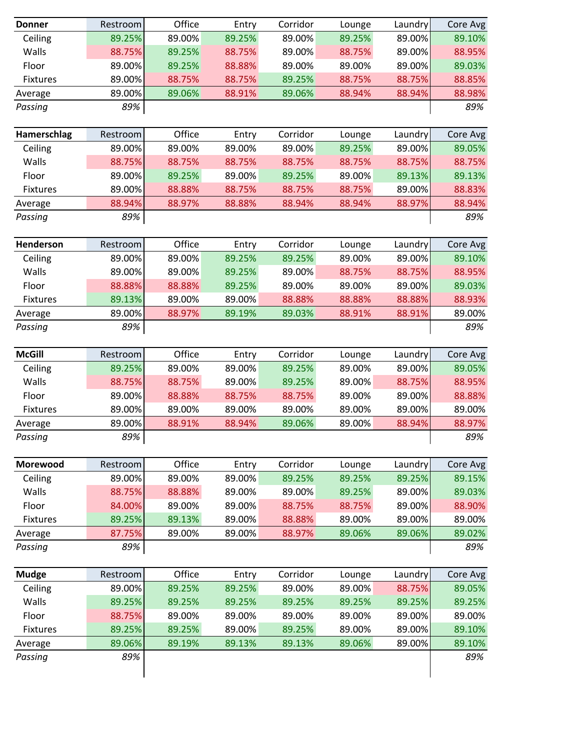| Donner | Restroom | Office | Entry | Corridor | Lounge | Laundry | Core Avg |
|---|---|---|---|---|---|---|---|
| Ceiling | 89.25% | 89.00% | 89.25% | 89.00% | 89.25% | 89.00% | 89.10% |
| Walls | 88.75% | 89.25% | 88.75% | 89.00% | 88.75% | 89.00% | 88.95% |
| Floor | 89.00% | 89.25% | 88.88% | 89.00% | 89.00% | 89.00% | 89.03% |
| Fixtures | 89.00% | 88.75% | 88.75% | 89.25% | 88.75% | 88.75% | 88.85% |
| Average | 89.00% | 89.06% | 88.91% | 89.06% | 88.94% | 88.94% | 88.98% |
| *Passing* | *89%* | | | | | | *89%* |

| Hamerschlag | Restroom | Office | Entry | Corridor | Lounge | Laundry | Core Avg |
|---|---|---|---|---|---|---|---|
| Ceiling | 89.00% | 89.00% | 89.00% | 89.00% | 89.25% | 89.00% | 89.05% |
| Walls | 88.75% | 88.75% | 88.75% | 88.75% | 88.75% | 88.75% | 88.75% |
| Floor | 89.00% | 89.25% | 89.00% | 89.25% | 89.00% | 89.13% | 89.13% |
| Fixtures | 89.00% | 88.88% | 88.75% | 88.75% | 88.75% | 89.00% | 88.83% |
| Average | 88.94% | 88.97% | 88.88% | 88.94% | 88.94% | 88.97% | 88.94% |
| *Passing* | *89%* | | | | | | *89%* |

| Henderson | Restroom | Office | Entry | Corridor | Lounge | Laundry | Core Avg |
|---|---|---|---|---|---|---|---|
| Ceiling | 89.00% | 89.00% | 89.25% | 89.25% | 89.00% | 89.00% | 89.10% |
| Walls | 89.00% | 89.00% | 89.25% | 89.00% | 88.75% | 88.75% | 88.95% |
| Floor | 88.88% | 88.88% | 89.25% | 89.00% | 89.00% | 89.00% | 89.03% |
| Fixtures | 89.13% | 89.00% | 89.00% | 88.88% | 88.88% | 88.88% | 88.93% |
| Average | 89.00% | 88.97% | 89.19% | 89.03% | 88.91% | 88.91% | 89.00% |
| *Passing* | *89%* | | | | | | *89%* |

| McGill | Restroom | Office | Entry | Corridor | Lounge | Laundry | Core Avg |
|---|---|---|---|---|---|---|---|
| Ceiling | 89.25% | 89.00% | 89.00% | 89.25% | 89.00% | 89.00% | 89.05% |
| Walls | 88.75% | 88.75% | 89.00% | 89.25% | 89.00% | 88.75% | 88.95% |
| Floor | 89.00% | 88.88% | 88.75% | 88.75% | 89.00% | 89.00% | 88.88% |
| Fixtures | 89.00% | 89.00% | 89.00% | 89.00% | 89.00% | 89.00% | 89.00% |
| Average | 89.00% | 88.91% | 88.94% | 89.06% | 89.00% | 88.94% | 88.97% |
| *Passing* | *89%* | | | | | | *89%* |

| Morewood | Restroom | Office | Entry | Corridor | Lounge | Laundry | Core Avg |
|---|---|---|---|---|---|---|---|
| Ceiling | 89.00% | 89.00% | 89.00% | 89.25% | 89.25% | 89.25% | 89.15% |
| Walls | 88.75% | 88.88% | 89.00% | 89.00% | 89.25% | 89.00% | 89.03% |
| Floor | 84.00% | 89.00% | 89.00% | 88.75% | 88.75% | 89.00% | 88.90% |
| Fixtures | 89.25% | 89.13% | 89.00% | 88.88% | 89.00% | 89.00% | 89.00% |
| Average | 87.75% | 89.00% | 89.00% | 88.97% | 89.06% | 89.06% | 89.02% |
| *Passing* | *89%* | | | | | | *89%* |

| Mudge | Restroom | Office | Entry | Corridor | Lounge | Laundry | Core Avg |
|---|---|---|---|---|---|---|---|
| Ceiling | 89.00% | 89.25% | 89.25% | 89.00% | 89.00% | 88.75% | 89.05% |
| Walls | 89.25% | 89.25% | 89.25% | 89.25% | 89.25% | 89.25% | 89.25% |
| Floor | 88.75% | 89.00% | 89.00% | 89.00% | 89.00% | 89.00% | 89.00% |
| Fixtures | 89.25% | 89.25% | 89.00% | 89.25% | 89.00% | 89.00% | 89.10% |
| Average | 89.06% | 89.19% | 89.13% | 89.13% | 89.06% | 89.00% | 89.10% |
| *Passing* | *89%* | | | | | | *89%* |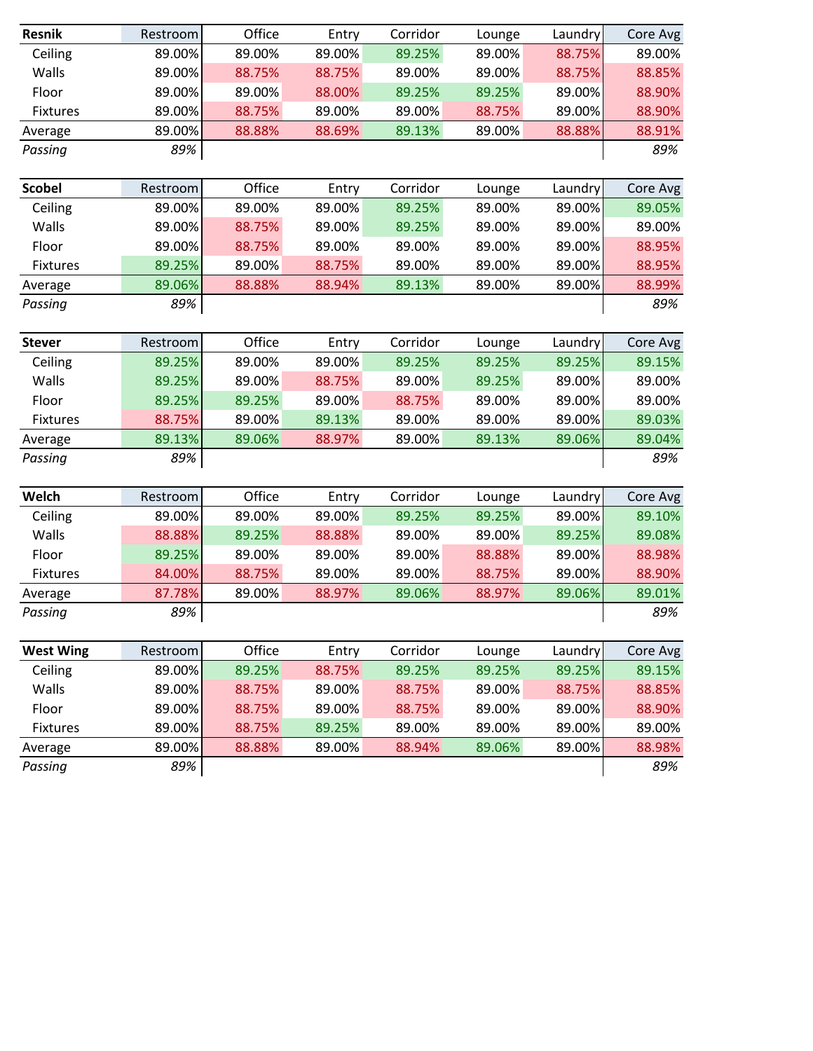| Resnik | Restroom | Office | Entry | Corridor | Lounge | Laundry | Core Avg |
|---|---|---|---|---|---|---|---|
| Ceiling | 89.00% | 89.00% | 89.00% | 89.25% | 89.00% | 88.75% | 89.00% |
| Walls | 89.00% | 88.75% | 88.75% | 89.00% | 89.00% | 88.75% | 88.85% |
| Floor | 89.00% | 89.00% | 88.00% | 89.25% | 89.25% | 89.00% | 88.90% |
| Fixtures | 89.00% | 88.75% | 89.00% | 89.00% | 88.75% | 89.00% | 88.90% |
| Average | 89.00% | 88.88% | 88.69% | 89.13% | 89.00% | 88.88% | 88.91% |
| *Passing* | *89%* | | | | | | *89%* |

| Scobel | Restroom | Office | Entry | Corridor | Lounge | Laundry | Core Avg |
|---|---|---|---|---|---|---|---|
| Ceiling | 89.00% | 89.00% | 89.00% | 89.25% | 89.00% | 89.00% | 89.05% |
| Walls | 89.00% | 88.75% | 89.00% | 89.25% | 89.00% | 89.00% | 89.00% |
| Floor | 89.00% | 88.75% | 89.00% | 89.00% | 89.00% | 89.00% | 88.95% |
| Fixtures | 89.25% | 89.00% | 88.75% | 89.00% | 89.00% | 89.00% | 88.95% |
| Average | 89.06% | 88.88% | 88.94% | 89.13% | 89.00% | 89.00% | 88.99% |
| *Passing* | *89%* | | | | | | *89%* |

| Stever | Restroom | Office | Entry | Corridor | Lounge | Laundry | Core Avg |
|---|---|---|---|---|---|---|---|
| Ceiling | 89.25% | 89.00% | 89.00% | 89.25% | 89.25% | 89.25% | 89.15% |
| Walls | 89.25% | 89.00% | 88.75% | 89.00% | 89.25% | 89.00% | 89.00% |
| Floor | 89.25% | 89.25% | 89.00% | 88.75% | 89.00% | 89.00% | 89.00% |
| Fixtures | 88.75% | 89.00% | 89.13% | 89.00% | 89.00% | 89.00% | 89.03% |
| Average | 89.13% | 89.06% | 88.97% | 89.00% | 89.13% | 89.06% | 89.04% |
| *Passing* | *89%* | | | | | | *89%* |

| Welch | Restroom | Office | Entry | Corridor | Lounge | Laundry | Core Avg |
|---|---|---|---|---|---|---|---|
| Ceiling | 89.00% | 89.00% | 89.00% | 89.25% | 89.25% | 89.00% | 89.10% |
| Walls | 88.88% | 89.25% | 88.88% | 89.00% | 89.00% | 89.25% | 89.08% |
| Floor | 89.25% | 89.00% | 89.00% | 89.00% | 88.88% | 89.00% | 88.98% |
| Fixtures | 84.00% | 88.75% | 89.00% | 89.00% | 88.75% | 89.00% | 88.90% |
| Average | 87.78% | 89.00% | 88.97% | 89.06% | 88.97% | 89.06% | 89.01% |
| *Passing* | *89%* | | | | | | *89%* |

| West Wing | Restroom | Office | Entry | Corridor | Lounge | Laundry | Core Avg |
|---|---|---|---|---|---|---|---|
| Ceiling | 89.00% | 89.25% | 88.75% | 89.25% | 89.25% | 89.25% | 89.15% |
| Walls | 89.00% | 88.75% | 89.00% | 88.75% | 89.00% | 88.75% | 88.85% |
| Floor | 89.00% | 88.75% | 89.00% | 88.75% | 89.00% | 89.00% | 88.90% |
| Fixtures | 89.00% | 88.75% | 89.25% | 89.00% | 89.00% | 89.00% | 89.00% |
| Average | 89.00% | 88.88% | 89.00% | 88.94% | 89.06% | 89.00% | 88.98% |
| *Passing* | *89%* | | | | | | *89%* |